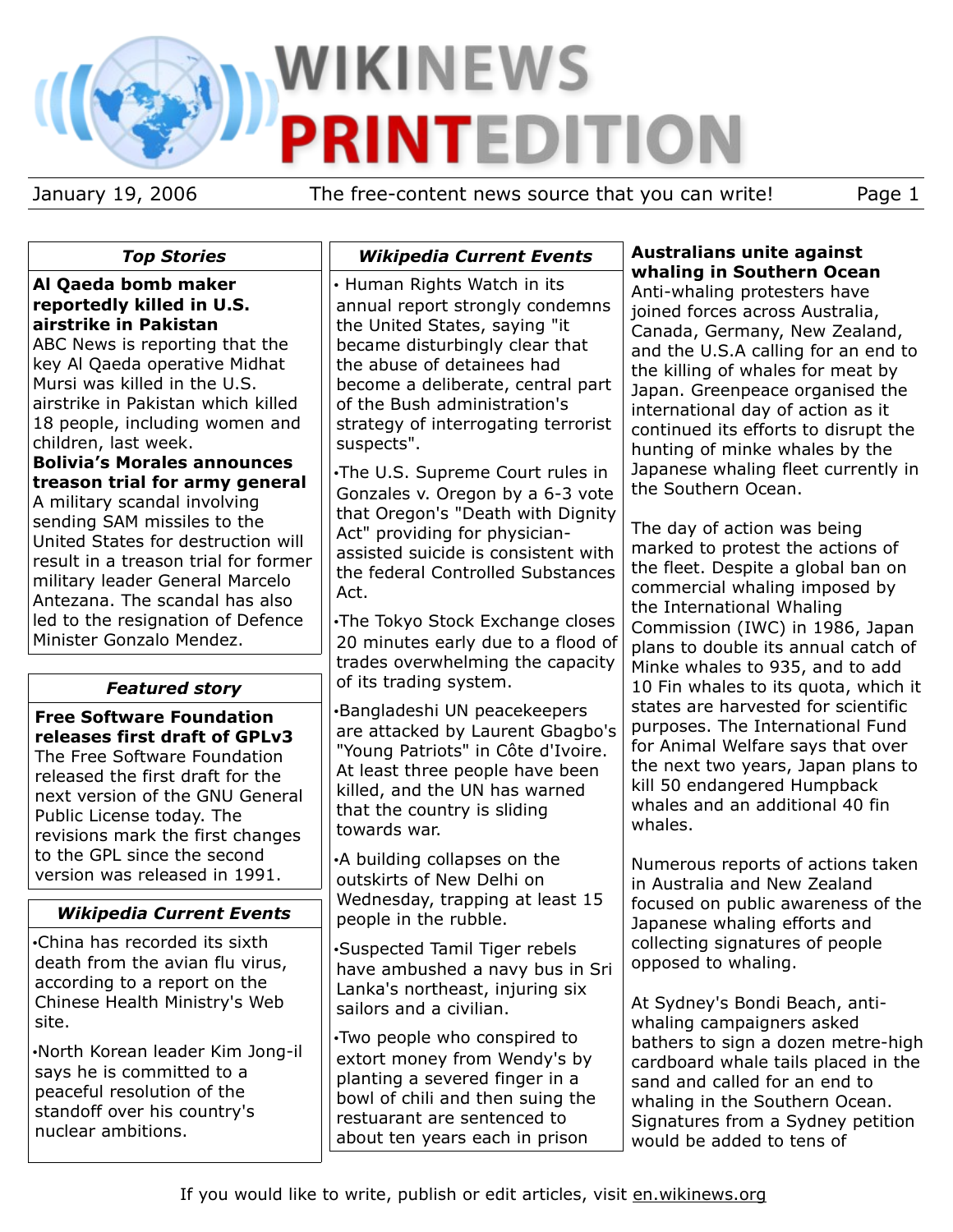# WIKINEWS PRINTEDITION

January 19, 2006 — The free-content news source that you can write!

## Top Stories

**Al Qaeda bomb maker reportedly killed in U.S. airstrike in Pakistan**
ABC News is reporting that the key Al Qaeda operative Midhat Mursi was killed in the U.S. airstrike in Pakistan which killed 18 people, including women and children, last week.

**Bolivia's Morales announces treason trial for army general**
A military scandal involving sending SAM missiles to the United States for destruction will result in a treason trial for former military leader General Marcelo Antezana. The scandal has also led to the resignation of Defence Minister Gonzalo Mendez.

## Featured story

**Free Software Foundation releases first draft of GPLv3**
The Free Software Foundation released the first draft for the next version of the GNU General Public License today. The revisions mark the first changes to the GPL since the second version was released in 1991.

## Wikipedia Current Events

- China has recorded its sixth death from the avian flu virus, according to a report on the Chinese Health Ministry's Web site.
- North Korean leader Kim Jong-il says he is committed to a peaceful resolution of the standoff over his country's nuclear ambitions.

## Wikipedia Current Events

- Human Rights Watch in its annual report strongly condemns the United States, saying "it became disturbingly clear that the abuse of detainees had become a deliberate, central part of the Bush administration's strategy of interrogating terrorist suspects".
- The U.S. Supreme Court rules in Gonzales v. Oregon by a 6-3 vote that Oregon's "Death with Dignity Act" providing for physician-assisted suicide is consistent with the federal Controlled Substances Act.
- The Tokyo Stock Exchange closes 20 minutes early due to a flood of trades overwhelming the capacity of its trading system.
- Bangladeshi UN peacekeepers are attacked by Laurent Gbagbo's "Young Patriots" in Côte d'Ivoire. At least three people have been killed, and the UN has warned that the country is sliding towards war.
- A building collapses on the outskirts of New Delhi on Wednesday, trapping at least 15 people in the rubble.
- Suspected Tamil Tiger rebels have ambushed a navy bus in Sri Lanka's northeast, injuring six sailors and a civilian.
- Two people who conspired to extort money from Wendy's by planting a severed finger in a bowl of chili and then suing the restuarant are sentenced to about ten years each in prison

## Australians unite against whaling in Southern Ocean

Anti-whaling protesters have joined forces across Australia, Canada, Germany, New Zealand, and the U.S.A calling for an end to the killing of whales for meat by Japan. Greenpeace organised the international day of action as it continued its efforts to disrupt the hunting of minke whales by the Japanese whaling fleet currently in the Southern Ocean.

The day of action was being marked to protest the actions of the fleet. Despite a global ban on commercial whaling imposed by the International Whaling Commission (IWC) in 1986, Japan plans to double its annual catch of Minke whales to 935, and to add 10 Fin whales to its quota, which it states are harvested for scientific purposes. The International Fund for Animal Welfare says that over the next two years, Japan plans to kill 50 endangered Humpback whales and an additional 40 fin whales.

Numerous reports of actions taken in Australia and New Zealand focused on public awareness of the Japanese whaling efforts and collecting signatures of people opposed to whaling.

At Sydney's Bondi Beach, anti-whaling campaigners asked bathers to sign a dozen metre-high cardboard whale tails placed in the sand and called for an end to whaling in the Southern Ocean. Signatures from a Sydney petition would be added to tens of

If you would like to write, publish or edit articles, visit en.wikinews.org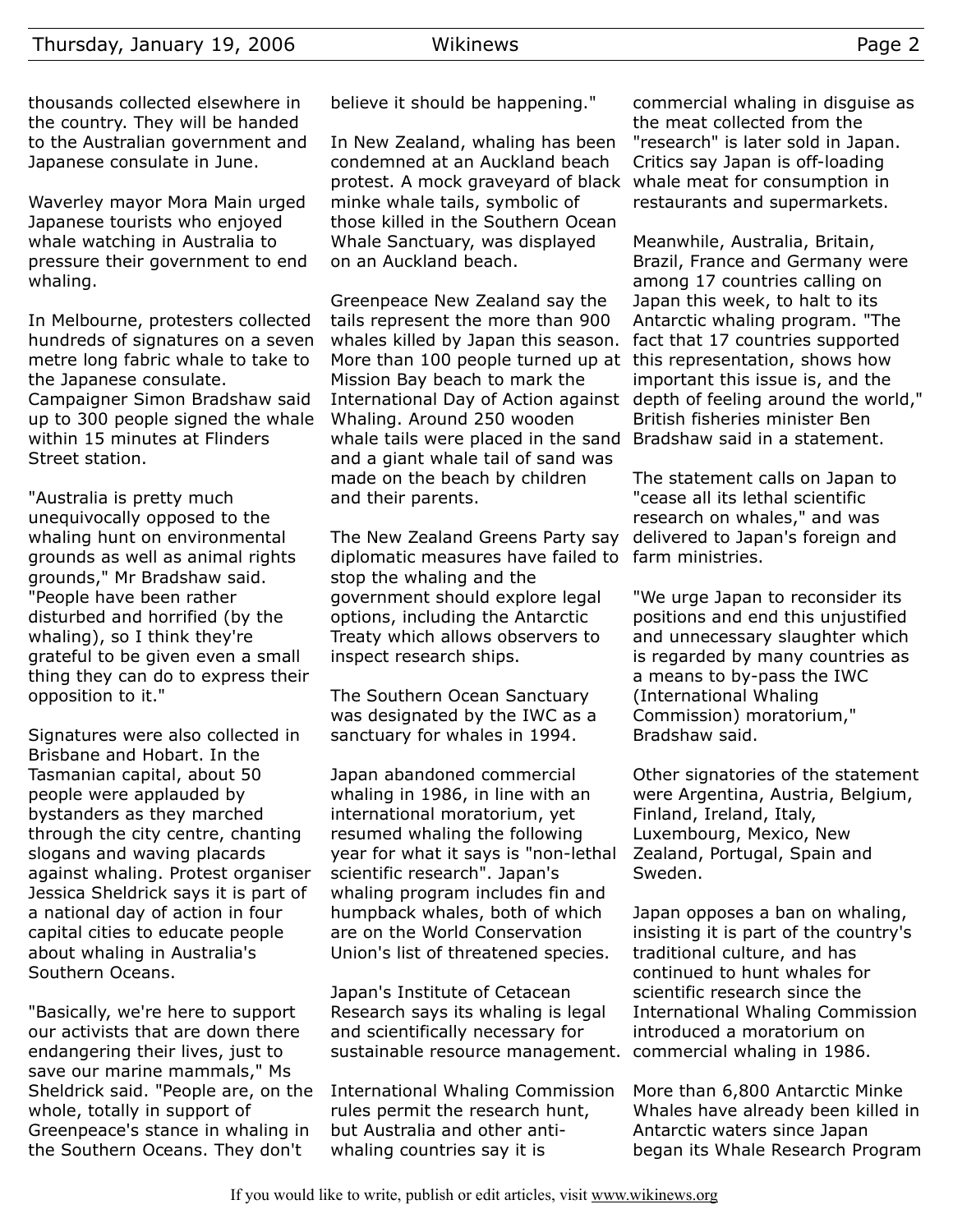thousands collected elsewhere in the country. They will be handed to the Australian government and Japanese consulate in June.

Waverley mayor Mora Main urged Japanese tourists who enjoyed whale watching in Australia to pressure their government to end whaling.

In Melbourne, protesters collected hundreds of signatures on a seven metre long fabric whale to take to the Japanese consulate. Campaigner Simon Bradshaw said up to 300 people signed the whale within 15 minutes at Flinders Street station.

"Australia is pretty much unequivocally opposed to the whaling hunt on environmental grounds as well as animal rights grounds," Mr Bradshaw said. "People have been rather disturbed and horrified (by the whaling), so I think they're grateful to be given even a small thing they can do to express their opposition to it."

Signatures were also collected in Brisbane and Hobart. In the Tasmanian capital, about 50 people were applauded by bystanders as they marched through the city centre, chanting slogans and waving placards against whaling. Protest organiser Jessica Sheldrick says it is part of a national day of action in four capital cities to educate people about whaling in Australia's Southern Oceans.

"Basically, we're here to support our activists that are down there endangering their lives, just to save our marine mammals," Ms Sheldrick said. "People are, on the whole, totally in support of Greenpeace's stance in whaling in the Southern Oceans. They don't believe it should be happening."

In New Zealand, whaling has been condemned at an Auckland beach protest. A mock graveyard of black minke whale tails, symbolic of those killed in the Southern Ocean Whale Sanctuary, was displayed on an Auckland beach.

Greenpeace New Zealand say the tails represent the more than 900 whales killed by Japan this season. More than 100 people turned up at Mission Bay beach to mark the International Day of Action against Whaling. Around 250 wooden whale tails were placed in the sand and a giant whale tail of sand was made on the beach by children and their parents.

The New Zealand Greens Party say diplomatic measures have failed to stop the whaling and the government should explore legal options, including the Antarctic Treaty which allows observers to inspect research ships.

The Southern Ocean Sanctuary was designated by the IWC as a sanctuary for whales in 1994.

Japan abandoned commercial whaling in 1986, in line with an international moratorium, yet resumed whaling the following year for what it says is "non-lethal scientific research". Japan's whaling program includes fin and humpback whales, both of which are on the World Conservation Union's list of threatened species.

Japan's Institute of Cetacean Research says its whaling is legal and scientifically necessary for sustainable resource management.

International Whaling Commission rules permit the research hunt, but Australia and other anti-whaling countries say it is commercial whaling in disguise as the meat collected from the "research" is later sold in Japan. Critics say Japan is off-loading whale meat for consumption in restaurants and supermarkets.

Meanwhile, Australia, Britain, Brazil, France and Germany were among 17 countries calling on Japan this week, to halt to its Antarctic whaling program. "The fact that 17 countries supported this representation, shows how important this issue is, and the depth of feeling around the world," British fisheries minister Ben Bradshaw said in a statement.

The statement calls on Japan to "cease all its lethal scientific research on whales," and was delivered to Japan's foreign and farm ministries.

"We urge Japan to reconsider its positions and end this unjustified and unnecessary slaughter which is regarded by many countries as a means to by-pass the IWC (International Whaling Commission) moratorium," Bradshaw said.

Other signatories of the statement were Argentina, Austria, Belgium, Finland, Ireland, Italy, Luxembourg, Mexico, New Zealand, Portugal, Spain and Sweden.

Japan opposes a ban on whaling, insisting it is part of the country's traditional culture, and has continued to hunt whales for scientific research since the International Whaling Commission introduced a moratorium on commercial whaling in 1986.

More than 6,800 Antarctic Minke Whales have already been killed in Antarctic waters since Japan began its Whale Research Program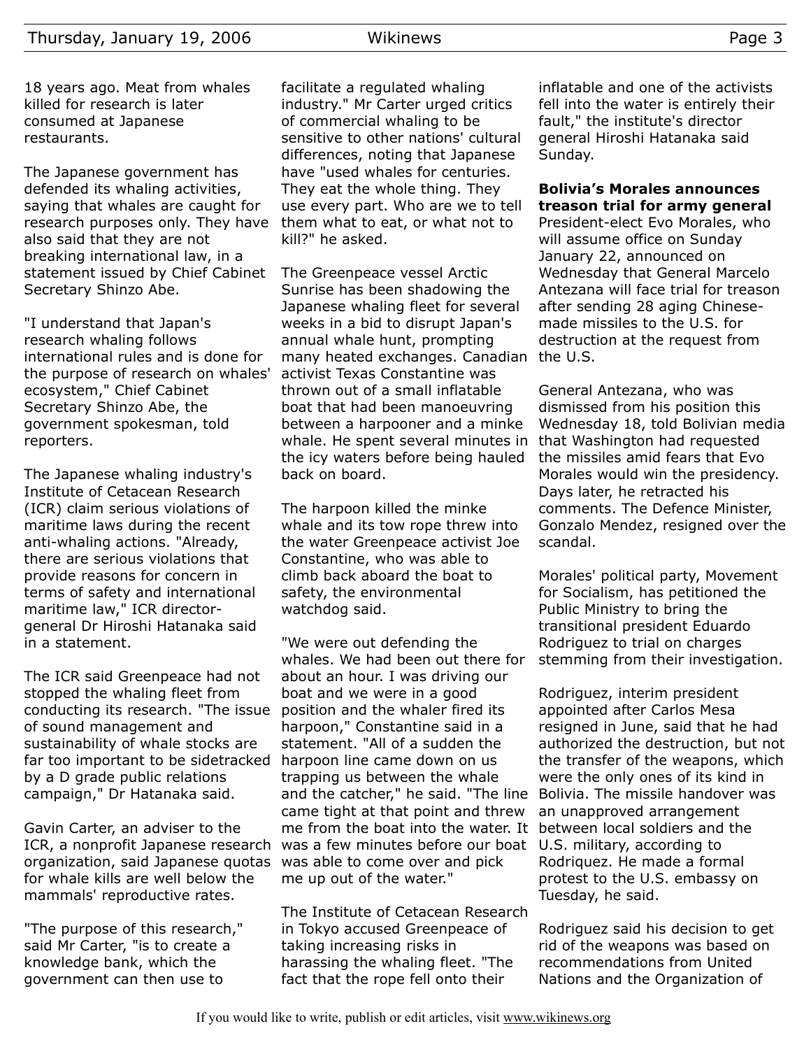18 years ago. Meat from whales killed for research is later consumed at Japanese restaurants.

The Japanese government has defended its whaling activities, saying that whales are caught for research purposes only. They have also said that they are not breaking international law, in a statement issued by Chief Cabinet Secretary Shinzo Abe.

"I understand that Japan's research whaling follows international rules and is done for the purpose of research on whales' ecosystem," Chief Cabinet Secretary Shinzo Abe, the government spokesman, told reporters.

The Japanese whaling industry's Institute of Cetacean Research (ICR) claim serious violations of maritime laws during the recent anti-whaling actions. "Already, there are serious violations that provide reasons for concern in terms of safety and international maritime law," ICR director-general Dr Hiroshi Hatanaka said in a statement.

The ICR said Greenpeace had not stopped the whaling fleet from conducting its research. "The issue of sound management and sustainability of whale stocks are far too important to be sidetracked by a D grade public relations campaign," Dr Hatanaka said.

Gavin Carter, an adviser to the ICR, a nonprofit Japanese research organization, said Japanese quotas for whale kills are well below the mammals' reproductive rates.

"The purpose of this research," said Mr Carter, "is to create a knowledge bank, which the government can then use to facilitate a regulated whaling industry." Mr Carter urged critics of commercial whaling to be sensitive to other nations' cultural differences, noting that Japanese have "used whales for centuries. They eat the whole thing. They use every part. Who are we to tell them what to eat, or what not to kill?" he asked.

The Greenpeace vessel Arctic Sunrise has been shadowing the Japanese whaling fleet for several weeks in a bid to disrupt Japan's annual whale hunt, prompting many heated exchanges. Canadian activist Texas Constantine was thrown out of a small inflatable boat that had been manoeuvring between a harpooner and a minke whale. He spent several minutes in the icy waters before being hauled back on board.

The harpoon killed the minke whale and its tow rope threw into the water Greenpeace activist Joe Constantine, who was able to climb back aboard the boat to safety, the environmental watchdog said.

"We were out defending the whales. We had been out there for about an hour. I was driving our boat and we were in a good position and the whaler fired its harpoon," Constantine said in a statement. "All of a sudden the harpoon line came down on us trapping us between the whale and the catcher," he said. "The line came tight at that point and threw me from the boat into the water. It was a few minutes before our boat was able to come over and pick me up out of the water."

The Institute of Cetacean Research in Tokyo accused Greenpeace of taking increasing risks in harassing the whaling fleet. "The fact that the rope fell onto their inflatable and one of the activists fell into the water is entirely their fault," the institute's director general Hiroshi Hatanaka said Sunday.

**Bolivia's Morales announces treason trial for army general**

President-elect Evo Morales, who will assume office on Sunday January 22, announced on Wednesday that General Marcelo Antezana will face trial for treason after sending 28 aging Chinese-made missiles to the U.S. for destruction at the request from the U.S.

General Antezana, who was dismissed from his position this Wednesday 18, told Bolivian media that Washington had requested the missiles amid fears that Evo Morales would win the presidency. Days later, he retracted his comments. The Defence Minister, Gonzalo Mendez, resigned over the scandal.

Morales' political party, Movement for Socialism, has petitioned the Public Ministry to bring the transitional president Eduardo Rodriguez to trial on charges stemming from their investigation.

Rodriguez, interim president appointed after Carlos Mesa resigned in June, said that he had authorized the destruction, but not the transfer of the weapons, which were the only ones of its kind in Bolivia. The missile handover was an unapproved arrangement between local soldiers and the U.S. military, according to Rodriquez. He made a formal protest to the U.S. embassy on Tuesday, he said.

Rodriguez said his decision to get rid of the weapons was based on recommendations from United Nations and the Organization of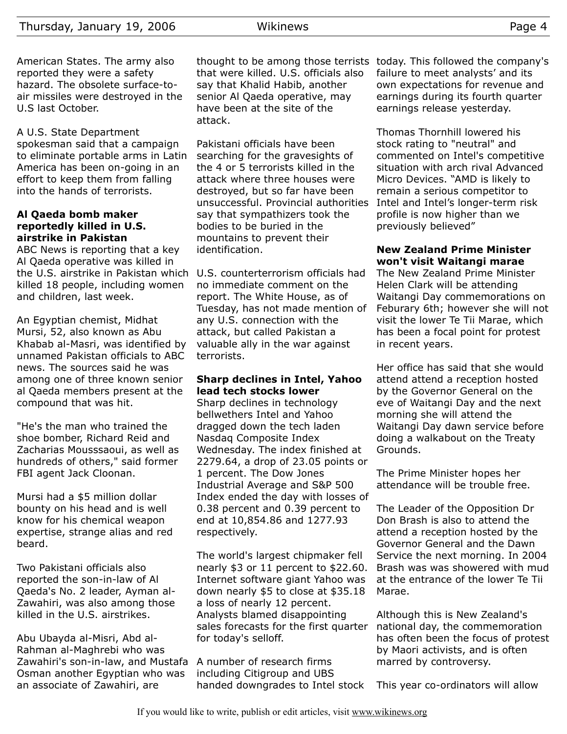American States. The army also reported they were a safety hazard. The obsolete surface-to-air missiles were destroyed in the U.S last October.

A U.S. State Department spokesman said that a campaign to eliminate portable arms in Latin America has been on-going in an effort to keep them from falling into the hands of terrorists.

### Al Qaeda bomb maker reportedly killed in U.S. airstrike in Pakistan

ABC News is reporting that a key Al Qaeda operative was killed in the U.S. airstrike in Pakistan which killed 18 people, including women and children, last week.

An Egyptian chemist, Midhat Mursi, 52, also known as Abu Khabab al-Masri, was identified by unnamed Pakistan officials to ABC news. The sources said he was among one of three known senior al Qaeda members present at the compound that was hit.

"He's the man who trained the shoe bomber, Richard Reid and Zacharias Mousssaoui, as well as hundreds of others," said former FBI agent Jack Cloonan.

Mursi had a $5 million dollar bounty on his head and is well know for his chemical weapon expertise, strange alias and red beard.

Two Pakistani officials also reported the son-in-law of Al Qaeda's No. 2 leader, Ayman al-Zawahiri, was also among those killed in the U.S. airstrikes.

Abu Ubayda al-Misri, Abd al-Rahman al-Maghrebi who was Zawahiri's son-in-law, and Mustafa Osman another Egyptian who was an associate of Zawahiri, are thought to be among those terrists that were killed. U.S. officials also say that Khalid Habib, another senior Al Qaeda operative, may have been at the site of the attack.

Pakistani officials have been searching for the gravesights of the 4 or 5 terrorists killed in the attack where three houses were destroyed, but so far have been unsuccessful. Provincial authorities say that sympathizers took the bodies to be buried in the mountains to prevent their identification.

U.S. counterterrorism officials had no immediate comment on the report. The White House, as of Tuesday, has not made mention of any U.S. connection with the attack, but called Pakistan a valuable ally in the war against terrorists.

### Sharp declines in Intel, Yahoo lead tech stocks lower

Sharp declines in technology bellwethers Intel and Yahoo dragged down the tech laden Nasdaq Composite Index Wednesday. The index finished at 2279.64, a drop of 23.05 points or 1 percent. The Dow Jones Industrial Average and S&P 500 Index ended the day with losses of 0.38 percent and 0.39 percent to end at 10,854.86 and 1277.93 respectively.

The world's largest chipmaker fell nearly $3 or 11 percent to $22.60. Internet software giant Yahoo was down nearly $5 to close at $35.18 a loss of nearly 12 percent. Analysts blamed disappointing sales forecasts for the first quarter for today's selloff.

A number of research firms including Citigroup and UBS handed downgrades to Intel stock today. This followed the company's failure to meet analysts' and its own expectations for revenue and earnings during its fourth quarter earnings release yesterday.

Thomas Thornhill lowered his stock rating to "neutral" and commented on Intel's competitive situation with arch rival Advanced Micro Devices. "AMD is likely to remain a serious competitor to Intel and Intel's longer-term risk profile is now higher than we previously believed"

### New Zealand Prime Minister won't visit Waitangi marae

The New Zealand Prime Minister Helen Clark will be attending Waitangi Day commemorations on Feburary 6th; however she will not visit the lower Te Tii Marae, which has been a focal point for protest in recent years.

Her office has said that she would attend attend a reception hosted by the Governor General on the eve of Waitangi Day and the next morning she will attend the Waitangi Day dawn service before doing a walkabout on the Treaty Grounds.

The Prime Minister hopes her attendance will be trouble free.

The Leader of the Opposition Dr Don Brash is also to attend the attend a reception hosted by the Governor General and the Dawn Service the next morning. In 2004 Brash was was showered with mud at the entrance of the lower Te Tii Marae.

Although this is New Zealand's national day, the commemoration has often been the focus of protest by Maori activists, and is often marred by controversy.

This year co-ordinators will allow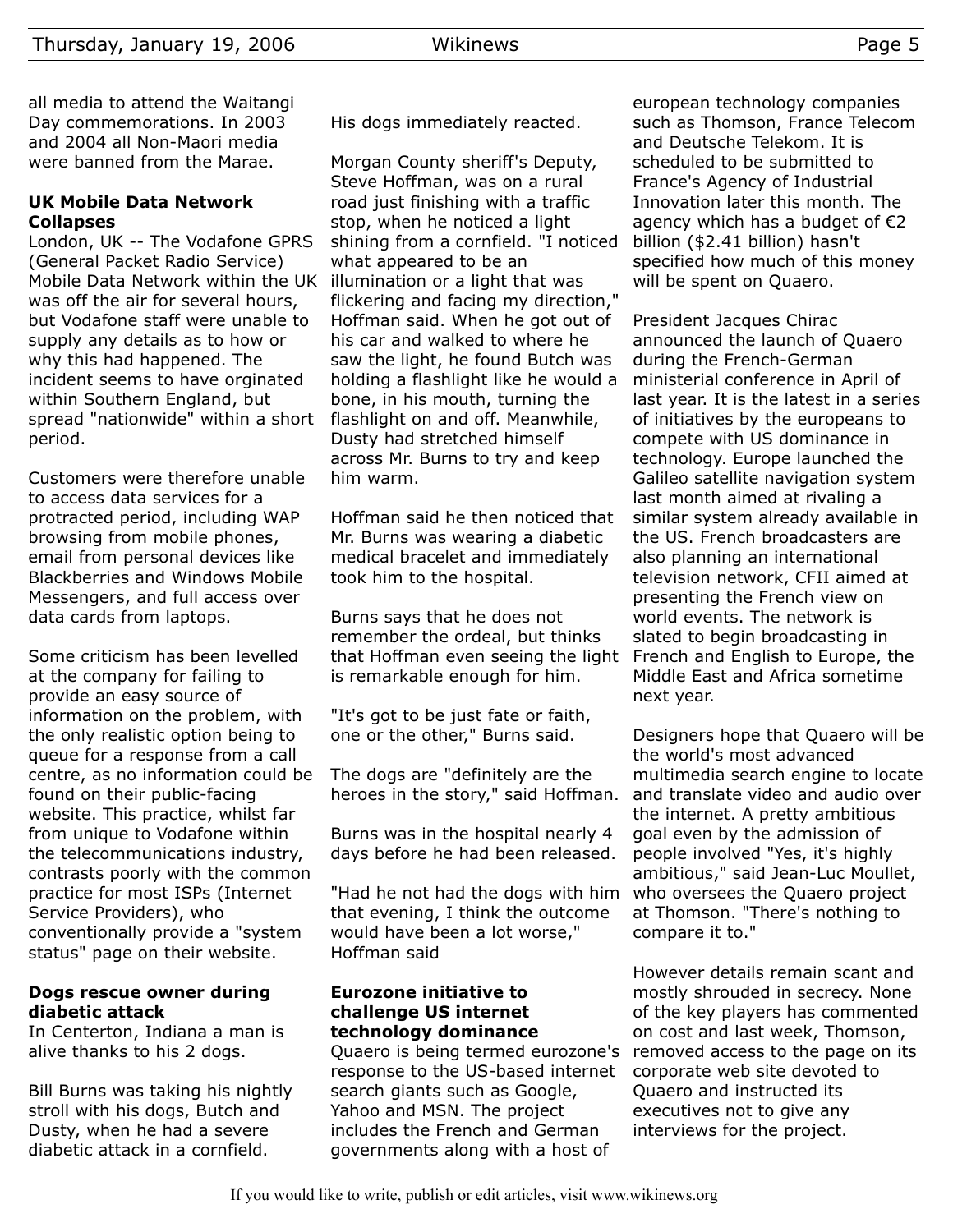all media to attend the Waitangi Day commemorations. In 2003 and 2004 all Non-Maori media were banned from the Marae.

### UK Mobile Data Network Collapses

London, UK -- The Vodafone GPRS (General Packet Radio Service) Mobile Data Network within the UK was off the air for several hours, but Vodafone staff were unable to supply any details as to how or why this had happened. The incident seems to have orginated within Southern England, but spread "nationwide" within a short period.

Customers were therefore unable to access data services for a protracted period, including WAP browsing from mobile phones, email from personal devices like Blackberries and Windows Mobile Messengers, and full access over data cards from laptops.

Some criticism has been levelled at the company for failing to provide an easy source of information on the problem, with the only realistic option being to queue for a response from a call centre, as no information could be found on their public-facing website. This practice, whilst far from unique to Vodafone within the telecommunications industry, contrasts poorly with the common practice for most ISPs (Internet Service Providers), who conventionally provide a "system status" page on their website.

### Dogs rescue owner during diabetic attack

In Centerton, Indiana a man is alive thanks to his 2 dogs.

Bill Burns was taking his nightly stroll with his dogs, Butch and Dusty, when he had a severe diabetic attack in a cornfield.

His dogs immediately reacted.

Morgan County sheriff's Deputy, Steve Hoffman, was on a rural road just finishing with a traffic stop, when he noticed a light shining from a cornfield. "I noticed what appeared to be an illumination or a light that was flickering and facing my direction," Hoffman said. When he got out of his car and walked to where he saw the light, he found Butch was holding a flashlight like he would a bone, in his mouth, turning the flashlight on and off. Meanwhile, Dusty had stretched himself across Mr. Burns to try and keep him warm.

Hoffman said he then noticed that Mr. Burns was wearing a diabetic medical bracelet and immediately took him to the hospital.

Burns says that he does not remember the ordeal, but thinks that Hoffman even seeing the light is remarkable enough for him.

"It's got to be just fate or faith, one or the other," Burns said.

The dogs are "definitely are the heroes in the story," said Hoffman.

Burns was in the hospital nearly 4 days before he had been released.

"Had he not had the dogs with him that evening, I think the outcome would have been a lot worse," Hoffman said

### Eurozone initiative to challenge US internet technology dominance

Quaero is being termed eurozone's response to the US-based internet search giants such as Google, Yahoo and MSN. The project includes the French and German governments along with a host of european technology companies such as Thomson, France Telecom and Deutsche Telekom. It is scheduled to be submitted to France's Agency of Industrial Innovation later this month. The agency which has a budget of €2 billion ($2.41 billion) hasn't specified how much of this money will be spent on Quaero.

President Jacques Chirac announced the launch of Quaero during the French-German ministerial conference in April of last year. It is the latest in a series of initiatives by the europeans to compete with US dominance in technology. Europe launched the Galileo satellite navigation system last month aimed at rivaling a similar system already available in the US. French broadcasters are also planning an international television network, CFII aimed at presenting the French view on world events. The network is slated to begin broadcasting in French and English to Europe, the Middle East and Africa sometime next year.

Designers hope that Quaero will be the world's most advanced multimedia search engine to locate and translate video and audio over the internet. A pretty ambitious goal even by the admission of people involved "Yes, it's highly ambitious," said Jean-Luc Moullet, who oversees the Quaero project at Thomson. "There's nothing to compare it to."

However details remain scant and mostly shrouded in secrecy. None of the key players has commented on cost and last week, Thomson, removed access to the page on its corporate web site devoted to Quaero and instructed its executives not to give any interviews for the project.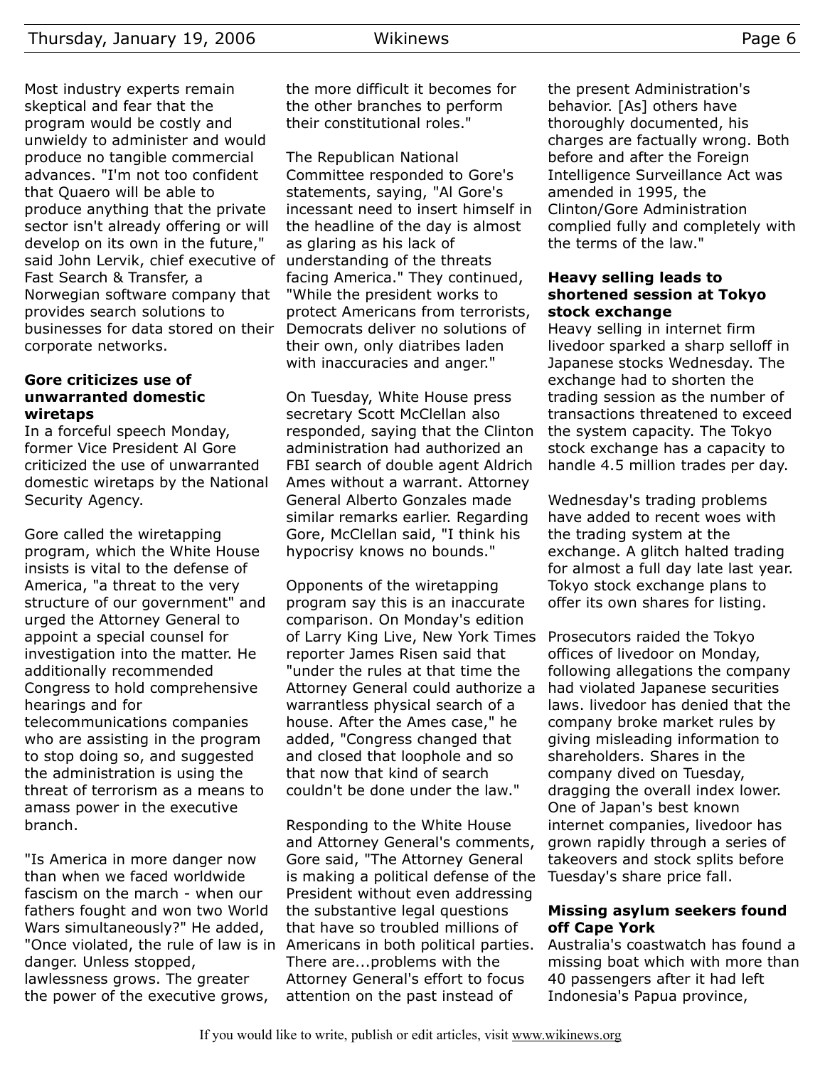Most industry experts remain skeptical and fear that the program would be costly and unwieldy to administer and would produce no tangible commercial advances. "I'm not too confident that Quaero will be able to produce anything that the private sector isn't already offering or will develop on its own in the future," said John Lervik, chief executive of Fast Search & Transfer, a Norwegian software company that provides search solutions to businesses for data stored on their corporate networks.

### Gore criticizes use of unwarranted domestic wiretaps

In a forceful speech Monday, former Vice President Al Gore criticized the use of unwarranted domestic wiretaps by the National Security Agency.

Gore called the wiretapping program, which the White House insists is vital to the defense of America, "a threat to the very structure of our government" and urged the Attorney General to appoint a special counsel for investigation into the matter. He additionally recommended Congress to hold comprehensive hearings and for telecommunications companies who are assisting in the program to stop doing so, and suggested the administration is using the threat of terrorism as a means to amass power in the executive branch.

"Is America in more danger now than when we faced worldwide fascism on the march - when our fathers fought and won two World Wars simultaneously?" He added, "Once violated, the rule of law is in danger. Unless stopped, lawlessness grows. The greater the power of the executive grows, the more difficult it becomes for the other branches to perform their constitutional roles."

The Republican National Committee responded to Gore's statements, saying, "Al Gore's incessant need to insert himself in the headline of the day is almost as glaring as his lack of understanding of the threats facing America." They continued, "While the president works to protect Americans from terrorists, Democrats deliver no solutions of their own, only diatribes laden with inaccuracies and anger."

On Tuesday, White House press secretary Scott McClellan also responded, saying that the Clinton administration had authorized an FBI search of double agent Aldrich Ames without a warrant. Attorney General Alberto Gonzales made similar remarks earlier. Regarding Gore, McClellan said, "I think his hypocrisy knows no bounds."

Opponents of the wiretapping program say this is an inaccurate comparison. On Monday's edition of Larry King Live, New York Times reporter James Risen said that "under the rules at that time the Attorney General could authorize a warrantless physical search of a house. After the Ames case," he added, "Congress changed that and closed that loophole and so that now that kind of search couldn't be done under the law."

Responding to the White House and Attorney General's comments, Gore said, "The Attorney General is making a political defense of the President without even addressing the substantive legal questions that have so troubled millions of Americans in both political parties. There are...problems with the Attorney General's effort to focus attention on the past instead of the present Administration's behavior. [As] others have thoroughly documented, his charges are factually wrong. Both before and after the Foreign Intelligence Surveillance Act was amended in 1995, the Clinton/Gore Administration complied fully and completely with the terms of the law."

### Heavy selling leads to shortened session at Tokyo stock exchange

Heavy selling in internet firm livedoor sparked a sharp selloff in Japanese stocks Wednesday. The exchange had to shorten the trading session as the number of transactions threatened to exceed the system capacity. The Tokyo stock exchange has a capacity to handle 4.5 million trades per day.

Wednesday's trading problems have added to recent woes with the trading system at the exchange. A glitch halted trading for almost a full day late last year. Tokyo stock exchange plans to offer its own shares for listing.

Prosecutors raided the Tokyo offices of livedoor on Monday, following allegations the company had violated Japanese securities laws. livedoor has denied that the company broke market rules by giving misleading information to shareholders. Shares in the company dived on Tuesday, dragging the overall index lower. One of Japan's best known internet companies, livedoor has grown rapidly through a series of takeovers and stock splits before Tuesday's share price fall.

### Missing asylum seekers found off Cape York

Australia's coastwatch has found a missing boat which with more than 40 passengers after it had left Indonesia's Papua province,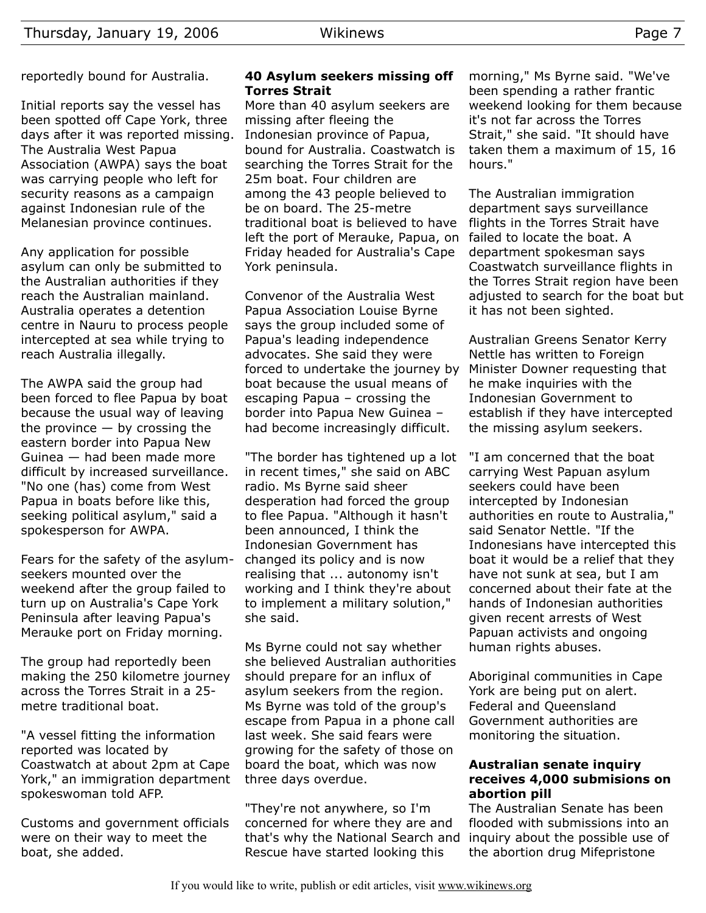reportedly bound for Australia.

Initial reports say the vessel has been spotted off Cape York, three days after it was reported missing. The Australia West Papua Association (AWPA) says the boat was carrying people who left for security reasons as a campaign against Indonesian rule of the Melanesian province continues.

Any application for possible asylum can only be submitted to the Australian authorities if they reach the Australian mainland. Australia operates a detention centre in Nauru to process people intercepted at sea while trying to reach Australia illegally.

The AWPA said the group had been forced to flee Papua by boat because the usual way of leaving the province — by crossing the eastern border into Papua New Guinea — had been made more difficult by increased surveillance. "No one (has) come from West Papua in boats before like this, seeking political asylum," said a spokesperson for AWPA.

Fears for the safety of the asylum-seekers mounted over the weekend after the group failed to turn up on Australia's Cape York Peninsula after leaving Papua's Merauke port on Friday morning.

The group had reportedly been making the 250 kilometre journey across the Torres Strait in a 25-metre traditional boat.

"A vessel fitting the information reported was located by Coastwatch at about 2pm at Cape York," an immigration department spokeswoman told AFP.

Customs and government officials were on their way to meet the boat, she added.

### 40 Asylum seekers missing off Torres Strait

More than 40 asylum seekers are missing after fleeing the Indonesian province of Papua, bound for Australia. Coastwatch is searching the Torres Strait for the 25m boat. Four children are among the 43 people believed to be on board. The 25-metre traditional boat is believed to have left the port of Merauke, Papua, on Friday headed for Australia's Cape York peninsula.

Convenor of the Australia West Papua Association Louise Byrne says the group included some of Papua's leading independence advocates. She said they were forced to undertake the journey by boat because the usual means of escaping Papua – crossing the border into Papua New Guinea – had become increasingly difficult.

"The border has tightened up a lot in recent times," she said on ABC radio. Ms Byrne said sheer desperation had forced the group to flee Papua. "Although it hasn't been announced, I think the Indonesian Government has changed its policy and is now realising that ... autonomy isn't working and I think they're about to implement a military solution," she said.

Ms Byrne could not say whether she believed Australian authorities should prepare for an influx of asylum seekers from the region. Ms Byrne was told of the group's escape from Papua in a phone call last week. She said fears were growing for the safety of those on board the boat, which was now three days overdue.

"They're not anywhere, so I'm concerned for where they are and that's why the National Search and Rescue have started looking this morning," Ms Byrne said. "We've been spending a rather frantic weekend looking for them because it's not far across the Torres Strait," she said. "It should have taken them a maximum of 15, 16 hours."

The Australian immigration department says surveillance flights in the Torres Strait have failed to locate the boat. A department spokesman says Coastwatch surveillance flights in the Torres Strait region have been adjusted to search for the boat but it has not been sighted.

Australian Greens Senator Kerry Nettle has written to Foreign Minister Downer requesting that he make inquiries with the Indonesian Government to establish if they have intercepted the missing asylum seekers.

"I am concerned that the boat carrying West Papuan asylum seekers could have been intercepted by Indonesian authorities en route to Australia," said Senator Nettle. "If the Indonesians have intercepted this boat it would be a relief that they have not sunk at sea, but I am concerned about their fate at the hands of Indonesian authorities given recent arrests of West Papuan activists and ongoing human rights abuses.

Aboriginal communities in Cape York are being put on alert. Federal and Queensland Government authorities are monitoring the situation.

### Australian senate inquiry receives 4,000 submisions on abortion pill

The Australian Senate has been flooded with submissions into an inquiry about the possible use of the abortion drug Mifepristone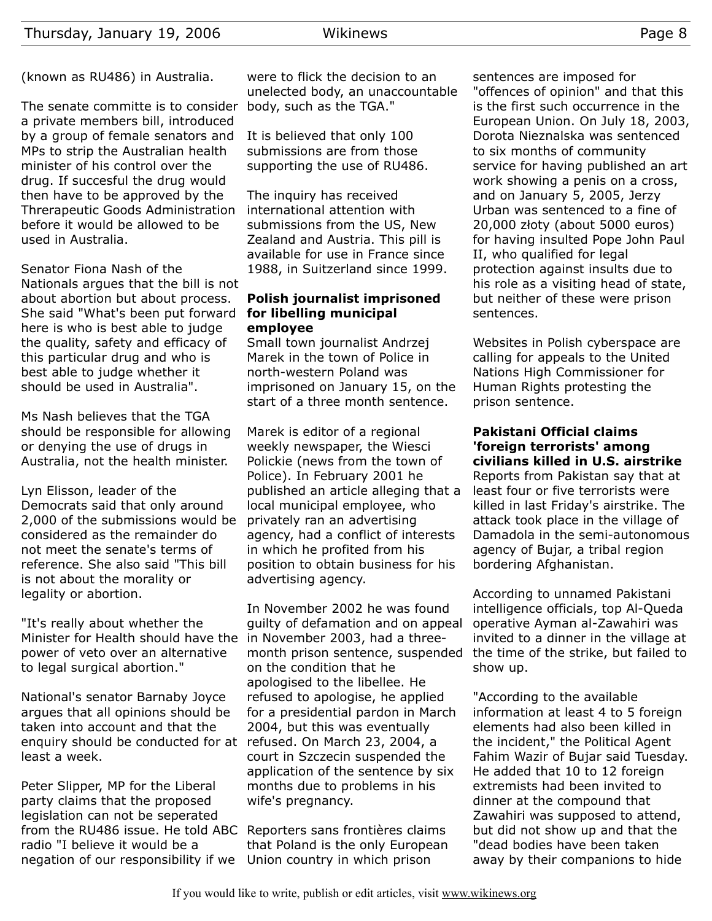(known as RU486) in Australia.

The senate committe is to consider a private members bill, introduced by a group of female senators and MPs to strip the Australian health minister of his control over the drug. If succesful the drug would then have to be approved by the Threrapeutic Goods Administration before it would be allowed to be used in Australia.

Senator Fiona Nash of the Nationals argues that the bill is not about abortion but about process. She said "What's been put forward here is who is best able to judge the quality, safety and efficacy of this particular drug and who is best able to judge whether it should be used in Australia".

Ms Nash believes that the TGA should be responsible for allowing or denying the use of drugs in Australia, not the health minister.

Lyn Elisson, leader of the Democrats said that only around 2,000 of the submissions would be considered as the remainder do not meet the senate's terms of reference. She also said "This bill is not about the morality or legality or abortion.

"It's really about whether the Minister for Health should have the power of veto over an alternative to legal surgical abortion."

National's senator Barnaby Joyce argues that all opinions should be taken into account and that the enquiry should be conducted for at least a week.

Peter Slipper, MP for the Liberal party claims that the proposed legislation can not be seperated from the RU486 issue. He told ABC radio "I believe it would be a negation of our responsibility if we were to flick the decision to an unelected body, an unaccountable body, such as the TGA."

It is believed that only 100 submissions are from those supporting the use of RU486.

The inquiry has received international attention with submissions from the US, New Zealand and Austria. This pill is available for use in France since 1988, in Suitzerland since 1999.

### Polish journalist imprisoned for libelling municipal employee

Small town journalist Andrzej Marek in the town of Police in north-western Poland was imprisoned on January 15, on the start of a three month sentence.

Marek is editor of a regional weekly newspaper, the Wiesci Polickie (news from the town of Police). In February 2001 he published an article alleging that a local municipal employee, who privately ran an advertising agency, had a conflict of interests in which he profited from his position to obtain business for his advertising agency.

In November 2002 he was found guilty of defamation and on appeal in November 2003, had a three-month prison sentence, suspended on the condition that he apologised to the libellee. He refused to apologise, he applied for a presidential pardon in March 2004, but this was eventually refused. On March 23, 2004, a court in Szczecin suspended the application of the sentence by six months due to problems in his wife's pregnancy.

Reporters sans frontières claims that Poland is the only European Union country in which prison sentences are imposed for "offences of opinion" and that this is the first such occurrence in the European Union. On July 18, 2003, Dorota Nieznalska was sentenced to six months of community service for having published an art work showing a penis on a cross, and on January 5, 2005, Jerzy Urban was sentenced to a fine of 20,000 złoty (about 5000 euros) for having insulted Pope John Paul II, who qualified for legal protection against insults due to his role as a visiting head of state, but neither of these were prison sentences.

Websites in Polish cyberspace are calling for appeals to the United Nations High Commissioner for Human Rights protesting the prison sentence.

### Pakistani Official claims 'foreign terrorists' among civilians killed in U.S. airstrike

Reports from Pakistan say that at least four or five terrorists were killed in last Friday's airstrike. The attack took place in the village of Damadola in the semi-autonomous agency of Bujar, a tribal region bordering Afghanistan.

According to unnamed Pakistani intelligence officials, top Al-Queda operative Ayman al-Zawahiri was invited to a dinner in the village at the time of the strike, but failed to show up.

"According to the available information at least 4 to 5 foreign elements had also been killed in the incident," the Political Agent Fahim Wazir of Bujar said Tuesday. He added that 10 to 12 foreign extremists had been invited to dinner at the compound that Zawahiri was supposed to attend, but did not show up and that the "dead bodies have been taken away by their companions to hide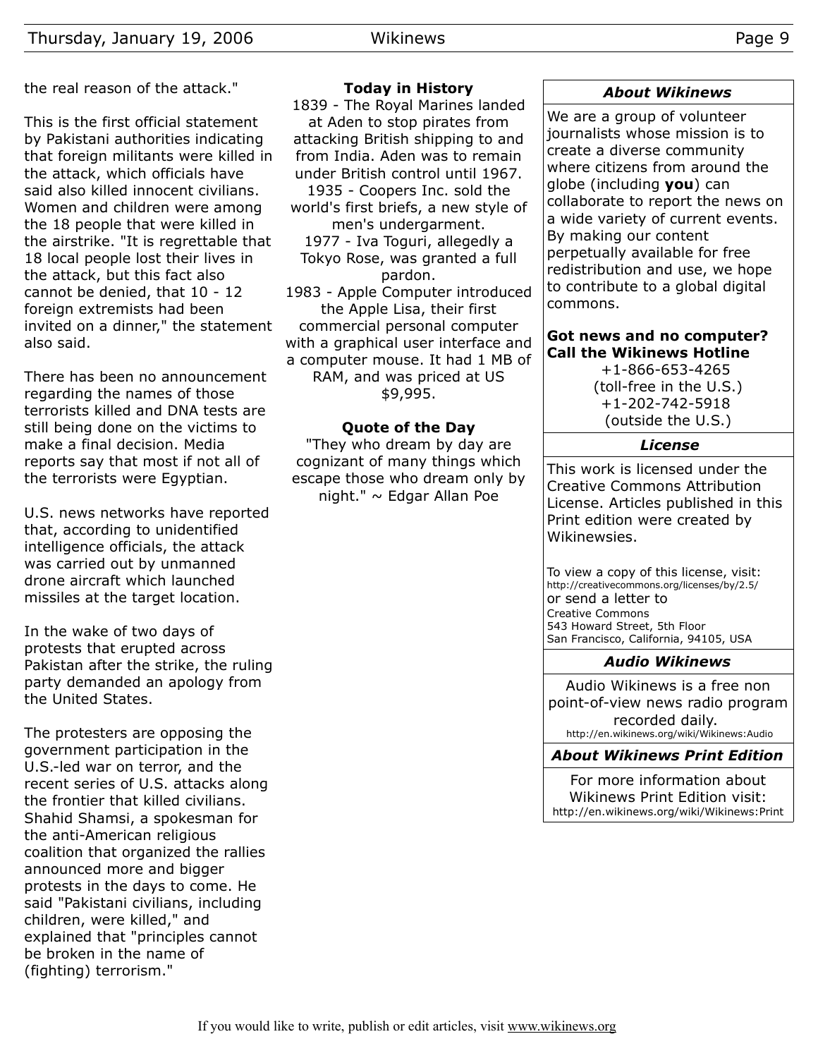the real reason of the attack."

This is the first official statement by Pakistani authorities indicating that foreign militants were killed in the attack, which officials have said also killed innocent civilians. Women and children were among the 18 people that were killed in the airstrike. "It is regrettable that 18 local people lost their lives in the attack, but this fact also cannot be denied, that 10 - 12 foreign extremists had been invited on a dinner," the statement also said.

There has been no announcement regarding the names of those terrorists killed and DNA tests are still being done on the victims to make a final decision. Media reports say that most if not all of the terrorists were Egyptian.

U.S. news networks have reported that, according to unidentified intelligence officials, the attack was carried out by unmanned drone aircraft which launched missiles at the target location.

In the wake of two days of protests that erupted across Pakistan after the strike, the ruling party demanded an apology from the United States.

The protesters are opposing the government participation in the U.S.-led war on terror, and the recent series of U.S. attacks along the frontier that killed civilians. Shahid Shamsi, a spokesman for the anti-American religious coalition that organized the rallies announced more and bigger protests in the days to come. He said "Pakistani civilians, including children, were killed," and explained that "principles cannot be broken in the name of (fighting) terrorism."

**Today in History**

1839 - The Royal Marines landed at Aden to stop pirates from attacking British shipping to and from India. Aden was to remain under British control until 1967.
1935 - Coopers Inc. sold the world's first briefs, a new style of men's undergarment.
1977 - Iva Toguri, allegedly a Tokyo Rose, was granted a full pardon.
1983 - Apple Computer introduced the Apple Lisa, their first commercial personal computer with a graphical user interface and a computer mouse. It had 1 MB of RAM, and was priced at US $9,995.

**Quote of the Day**

"They who dream by day are cognizant of many things which escape those who dream only by night." ~ Edgar Allan Poe

***About Wikinews***

We are a group of volunteer journalists whose mission is to create a diverse community where citizens from around the globe (including **you**) can collaborate to report the news on a wide variety of current events. By making our content perpetually available for free redistribution and use, we hope to contribute to a global digital commons.

**Got news and no computer? Call the Wikinews Hotline**

+1-866-653-4265
(toll-free in the U.S.)
+1-202-742-5918
(outside the U.S.)

***License***

This work is licensed under the Creative Commons Attribution License. Articles published in this Print edition were created by Wikinewsies.

To view a copy of this license, visit:
http://creativecommons.org/licenses/by/2.5/
or send a letter to
Creative Commons
543 Howard Street, 5th Floor
San Francisco, California, 94105, USA

***Audio Wikinews***

Audio Wikinews is a free non point-of-view news radio program recorded daily.
http://en.wikinews.org/wiki/Wikinews:Audio

***About Wikinews Print Edition***

For more information about Wikinews Print Edition visit:
http://en.wikinews.org/wiki/Wikinews:Print

If you would like to write, publish or edit articles, visit www.wikinews.org